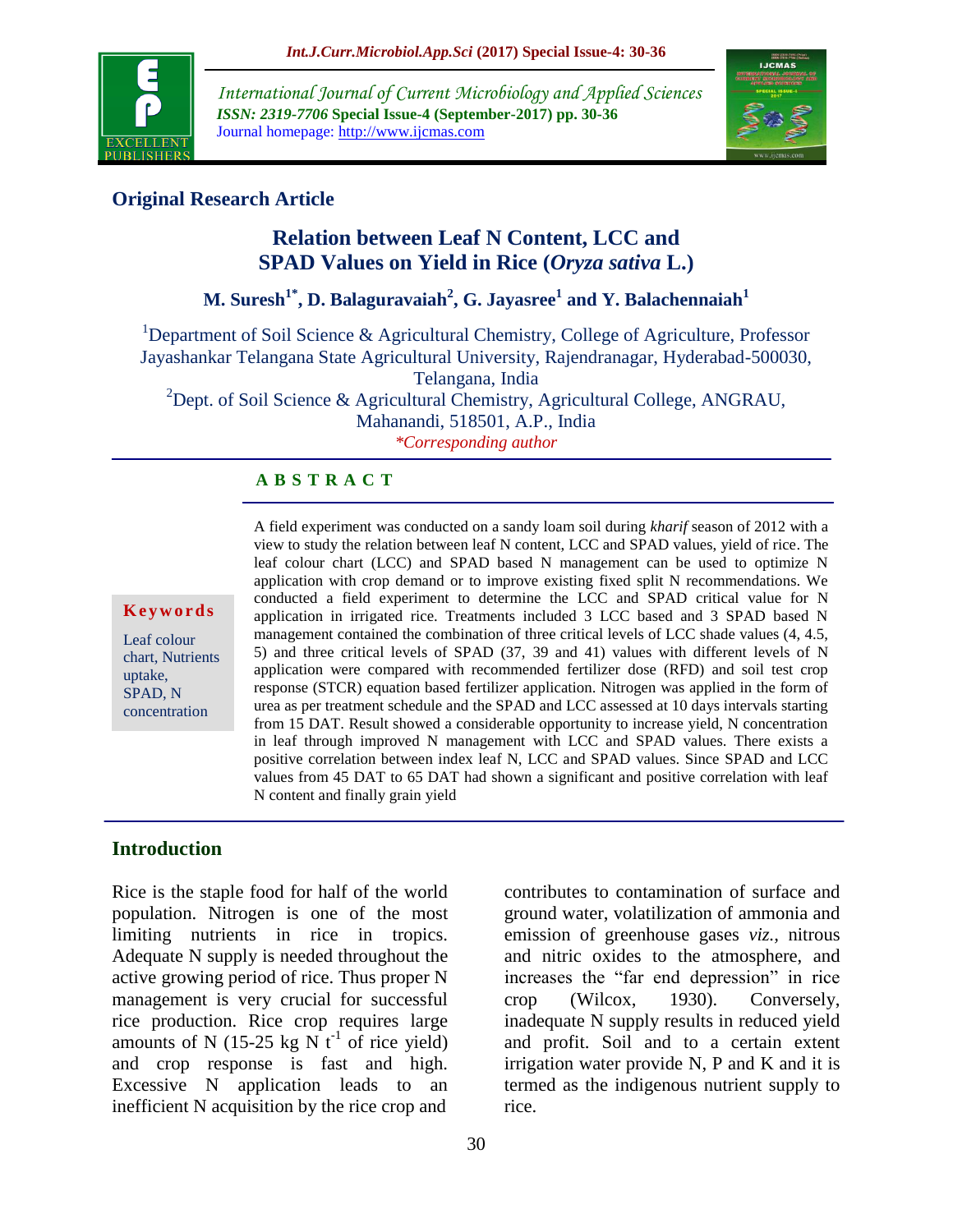**Original Research Article**

# Relation between Leaf N Content, LCC and SPAD Values on Yield in Rice (*Oryza sativa* L.)

**M. Suresh[1*], D. Balaguravaiah[2], G. Jayasree[1] and Y. Balachennaiah[1]**

[1]Department of Soil Science & Agricultural Chemistry, College of Agriculture, Professor Jayashankar Telangana State Agricultural University, Rajendranagar, Hyderabad-500030, Telangana, India

[2]Dept. of Soil Science & Agricultural Chemistry, Agricultural College, ANGRAU, Mahanandi, 518501, A.P., India

*Corresponding author

## ABSTRACT

A field experiment was conducted on a sandy loam soil during *kharif* season of 2012 with a view to study the relation between leaf N content, LCC and SPAD values, yield of rice. The leaf colour chart (LCC) and SPAD based N management can be used to optimize N application with crop demand or to improve existing fixed split N recommendations. We conducted a field experiment to determine the LCC and SPAD critical value for N application in irrigated rice. Treatments included 3 LCC based and 3 SPAD based N management contained the combination of three critical levels of LCC shade values (4, 4.5, 5) and three critical levels of SPAD (37, 39 and 41) values with different levels of N application were compared with recommended fertilizer dose (RFD) and soil test crop response (STCR) equation based fertilizer application. Nitrogen was applied in the form of urea as per treatment schedule and the SPAD and LCC assessed at 10 days intervals starting from 15 DAT. Result showed a considerable opportunity to increase yield, N concentration in leaf through improved N management with LCC and SPAD values. There exists a positive correlation between index leaf N, LCC and SPAD values. Since SPAD and LCC values from 45 DAT to 65 DAT had shown a significant and positive correlation with leaf N content and finally grain yield

**Keywords**

Leaf colour chart, Nutrients uptake, SPAD, N concentration

## Introduction

Rice is the staple food for half of the world population. Nitrogen is one of the most limiting nutrients in rice in tropics. Adequate N supply is needed throughout the active growing period of rice. Thus proper N management is very crucial for successful rice production. Rice crop requires large amounts of N (15-25 kg N $t^{-1}$ of rice yield) and crop response is fast and high. Excessive N application leads to an inefficient N acquisition by the rice crop and contributes to contamination of surface and ground water, volatilization of ammonia and emission of greenhouse gases *viz.*, nitrous and nitric oxides to the atmosphere, and increases the "far end depression" in rice crop (Wilcox, 1930). Conversely, inadequate N supply results in reduced yield and profit. Soil and to a certain extent irrigation water provide N, P and K and it is termed as the indigenous nutrient supply to rice.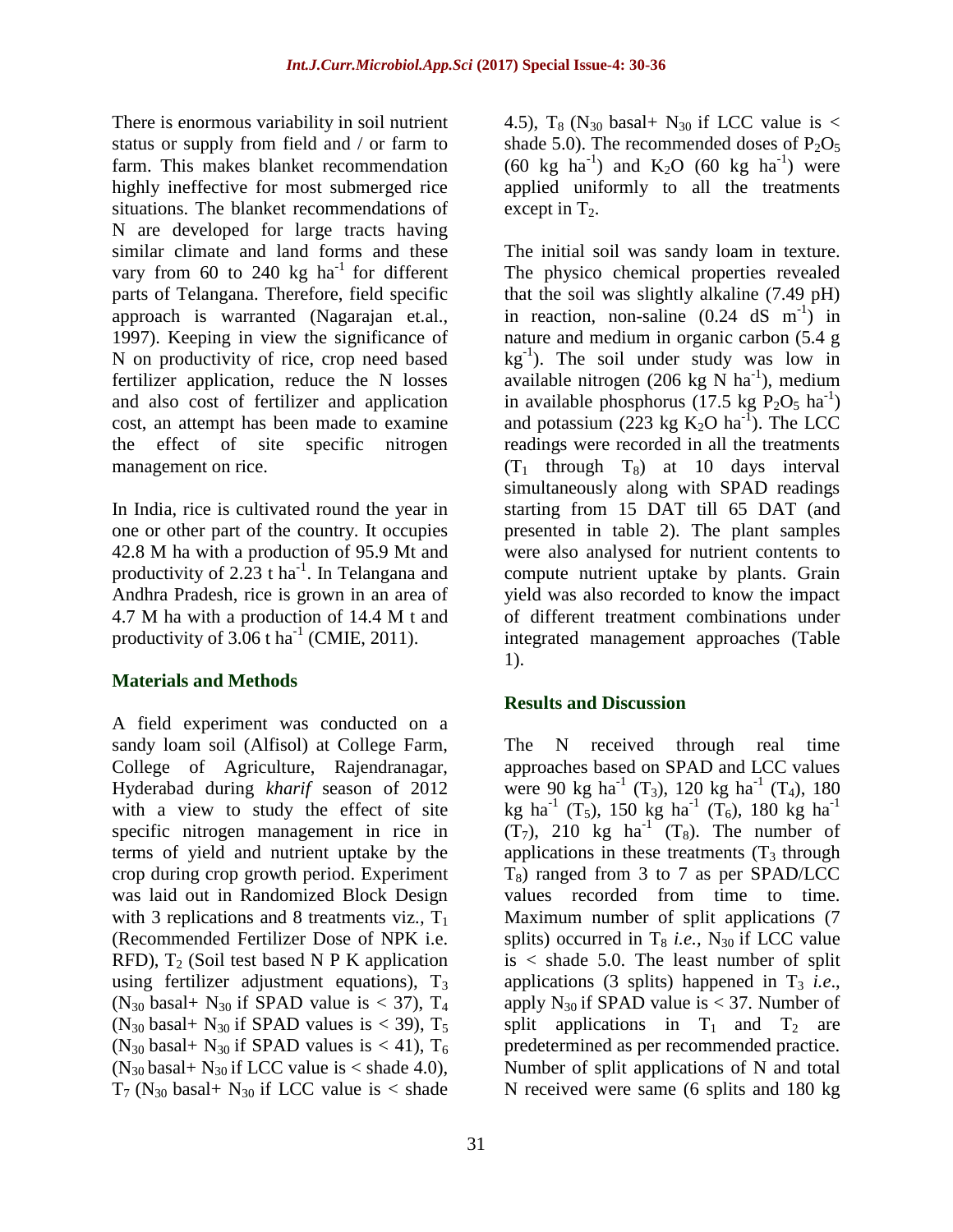There is enormous variability in soil nutrient status or supply from field and / or farm to farm. This makes blanket recommendation highly ineffective for most submerged rice situations. The blanket recommendations of N are developed for large tracts having similar climate and land forms and these vary from 60 to 240 kg $ha^{-1}$ for different parts of Telangana. Therefore, field specific approach is warranted (Nagarajan et.al., 1997). Keeping in view the significance of N on productivity of rice, crop need based fertilizer application, reduce the N losses and also cost of fertilizer and application cost, an attempt has been made to examine the effect of site specific nitrogen management on rice.

In India, rice is cultivated round the year in one or other part of the country. It occupies 42.8 M ha with a production of 95.9 Mt and productivity of 2.23 t $ha^{-1}$. In Telangana and Andhra Pradesh, rice is grown in an area of 4.7 M ha with a production of 14.4 M t and productivity of 3.06 t $ha^{-1}$ (CMIE, 2011).

## Materials and Methods

A field experiment was conducted on a sandy loam soil (Alfisol) at College Farm, College of Agriculture, Rajendranagar, Hyderabad during *kharif* season of 2012 with a view to study the effect of site specific nitrogen management in rice in terms of yield and nutrient uptake by the crop during crop growth period. Experiment was laid out in Randomized Block Design with 3 replications and 8 treatments viz., $T_1$ (Recommended Fertilizer Dose of NPK i.e. RFD), $T_2$ (Soil test based N P K application using fertilizer adjustment equations), $T_3$ ($N_{30}$ basal+ $N_{30}$ if SPAD value is < 37), $T_4$ ($N_{30}$ basal+ $N_{30}$ if SPAD values is < 39), $T_5$ ($N_{30}$ basal+ $N_{30}$ if SPAD values is < 41), $T_6$ ($N_{30}$ basal+ $N_{30}$ if LCC value is < shade 4.0), $T_7$ ($N_{30}$ basal+ $N_{30}$ if LCC value is < shade 4.5), $T_8$ ($N_{30}$ basal+ $N_{30}$ if LCC value is < shade 5.0). The recommended doses of $P_2O_5$ (60 kg $ha^{-1}$) and $K_2O$ (60 kg $ha^{-1}$) were applied uniformly to all the treatments except in $T_2$.

The initial soil was sandy loam in texture. The physico chemical properties revealed that the soil was slightly alkaline (7.49 pH) in reaction, non-saline (0.24 dS $m^{-1}$) in nature and medium in organic carbon (5.4 g $kg^{-1}$). The soil under study was low in available nitrogen (206 kg N $ha^{-1}$), medium in available phosphorus (17.5 kg $P_2O_5$ $ha^{-1}$) and potassium (223 kg $K_2O$ $ha^{-1}$). The LCC readings were recorded in all the treatments ($T_1$ through $T_8$) at 10 days interval simultaneously along with SPAD readings starting from 15 DAT till 65 DAT (and presented in table 2). The plant samples were also analysed for nutrient contents to compute nutrient uptake by plants. Grain yield was also recorded to know the impact of different treatment combinations under integrated management approaches (Table 1).

## Results and Discussion

The N received through real time approaches based on SPAD and LCC values were 90 kg $ha^{-1}$ ($T_3$), 120 kg $ha^{-1}$ ($T_4$), 180 kg $ha^{-1}$ ($T_5$), 150 kg $ha^{-1}$ ($T_6$), 180 kg $ha^{-1}$ ($T_7$), 210 kg $ha^{-1}$ ($T_8$). The number of applications in these treatments ($T_3$ through $T_8$) ranged from 3 to 7 as per SPAD/LCC values recorded from time to time. Maximum number of split applications (7 splits) occurred in $T_8$ *i.e.*, $N_{30}$ if LCC value is < shade 5.0. The least number of split applications (3 splits) happened in $T_3$ *i.e*., apply $N_{30}$ if SPAD value is < 37. Number of split applications in $T_1$ and $T_2$ are predetermined as per recommended practice. Number of split applications of N and total N received were same (6 splits and 180 kg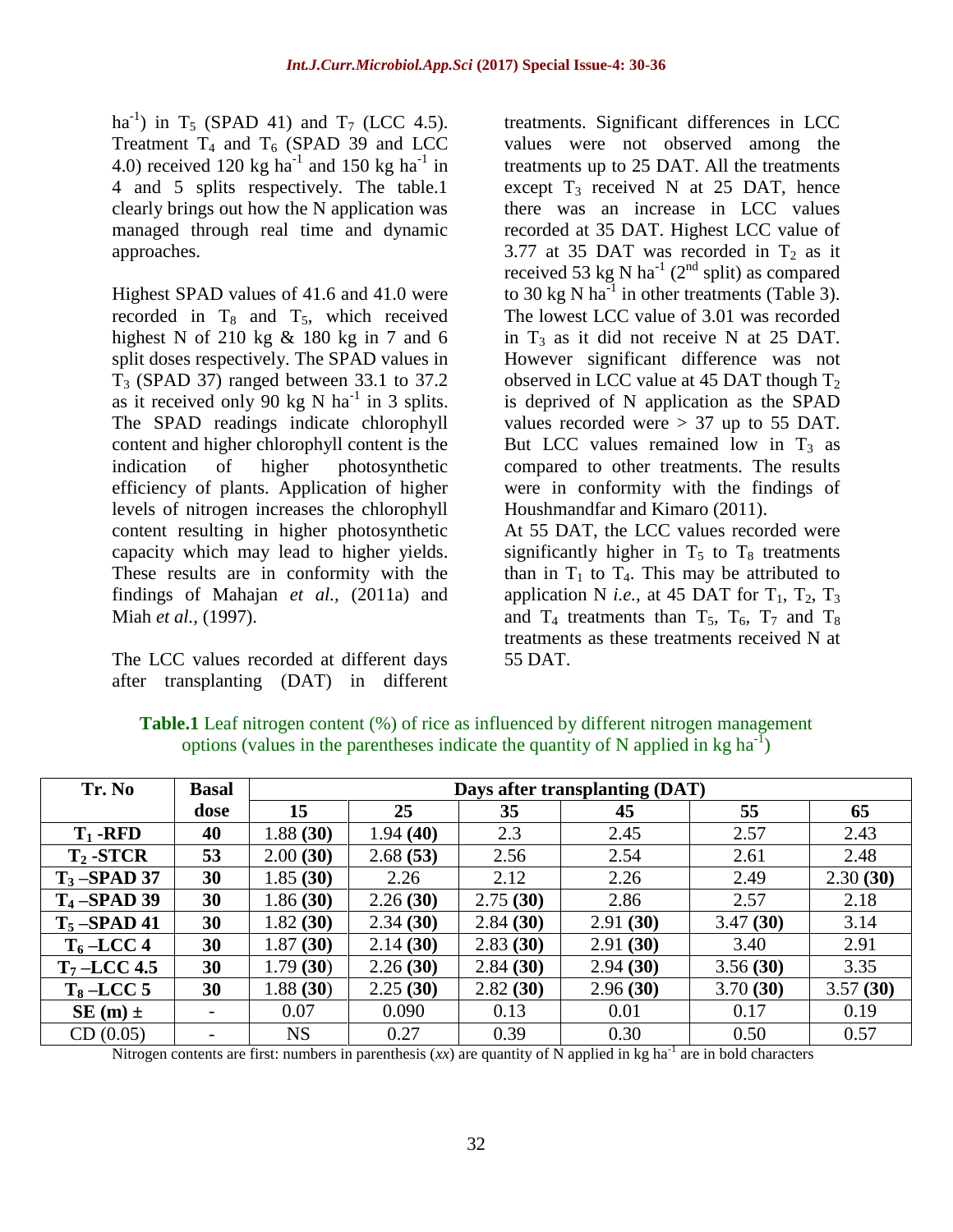ha$^{-1}$) in $T_5$ (SPAD 41) and $T_7$ (LCC 4.5). Treatment $T_4$ and $T_6$ (SPAD 39 and LCC 4.0) received 120 kg ha$^{-1}$ and 150 kg ha$^{-1}$ in 4 and 5 splits respectively. The table.1 clearly brings out how the N application was managed through real time and dynamic approaches.

Highest SPAD values of 41.6 and 41.0 were recorded in $T_8$ and $T_5$, which received highest N of 210 kg & 180 kg in 7 and 6 split doses respectively. The SPAD values in $T_3$ (SPAD 37) ranged between 33.1 to 37.2 as it received only 90 kg N ha$^{-1}$ in 3 splits. The SPAD readings indicate chlorophyll content and higher chlorophyll content is the indication of higher photosynthetic efficiency of plants. Application of higher levels of nitrogen increases the chlorophyll content resulting in higher photosynthetic capacity which may lead to higher yields. These results are in conformity with the findings of Mahajan *et al.,* (2011a) and Miah *et al.,* (1997).

The LCC values recorded at different days after transplanting (DAT) in different treatments. Significant differences in LCC values were not observed among the treatments up to 25 DAT. All the treatments except $T_3$ received N at 25 DAT, hence there was an increase in LCC values recorded at 35 DAT. Highest LCC value of 3.77 at 35 DAT was recorded in $T_2$ as it received 53 kg N ha$^{-1}$ (2$^{nd}$ split) as compared to 30 kg N ha$^{-1}$ in other treatments (Table 3). The lowest LCC value of 3.01 was recorded in $T_3$ as it did not receive N at 25 DAT. However significant difference was not observed in LCC value at 45 DAT though $T_2$ is deprived of N application as the SPAD values recorded were > 37 up to 55 DAT. But LCC values remained low in $T_3$ as compared to other treatments. The results were in conformity with the findings of Houshmandfar and Kimaro (2011).

At 55 DAT, the LCC values recorded were significantly higher in $T_5$ to $T_8$ treatments than in $T_1$ to $T_4$. This may be attributed to application N *i.e.*, at 45 DAT for $T_1$, $T_2$, $T_3$ and $T_4$ treatments than $T_5$, $T_6$, $T_7$ and $T_8$ treatments as these treatments received N at 55 DAT.

**Table.1** Leaf nitrogen content (%) of rice as influenced by different nitrogen management options (values in the parentheses indicate the quantity of N applied in kg ha$^{-1}$)

| Tr. No | Basal dose | Days after transplanting (DAT) | | | | | |
|---|---|---|---|---|---|---|---|
| | | 15 | 25 | 35 | 45 | 55 | 65 |
| **$T_1$ -RFD** | **40** | 1.88 **(30)** | 1.94 **(40)** | 2.3 | 2.45 | 2.57 | 2.43 |
| **$T_2$ -STCR** | **53** | 2.00 **(30)** | 2.68 **(53)** | 2.56 | 2.54 | 2.61 | 2.48 |
| **$T_3$ –SPAD 37** | **30** | 1.85 **(30)** | 2.26 | 2.12 | 2.26 | 2.49 | 2.30 **(30)** |
| **$T_4$ –SPAD 39** | **30** | 1.86 **(30)** | 2.26 **(30)** | 2.75 **(30)** | 2.86 | 2.57 | 2.18 |
| **$T_5$ –SPAD 41** | **30** | 1.82 **(30)** | 2.34 **(30)** | 2.84 **(30)** | 2.91 **(30)** | 3.47 **(30)** | 3.14 |
| **$T_6$ –LCC 4** | **30** | 1.87 **(30)** | 2.14 **(30)** | 2.83 **(30)** | 2.91 **(30)** | 3.40 | 2.91 |
| **$T_7$ –LCC 4.5** | **30** | 1.79 **(30)** | 2.26 **(30)** | 2.84 **(30)** | 2.94 **(30)** | 3.56 **(30)** | 3.35 |
| **$T_8$ –LCC 5** | **30** | 1.88 **(30)** | 2.25 **(30)** | 2.82 **(30)** | 2.96 **(30)** | 3.70 **(30)** | 3.57 **(30)** |
| **SE (m) ±** | - | 0.07 | 0.090 | 0.13 | 0.01 | 0.17 | 0.19 |
| CD (0.05) | - | NS | 0.27 | 0.39 | 0.30 | 0.50 | 0.57 |

Nitrogen contents are first: numbers in parenthesis (*xx*) are quantity of N applied in kg ha$^{-1}$ are in bold characters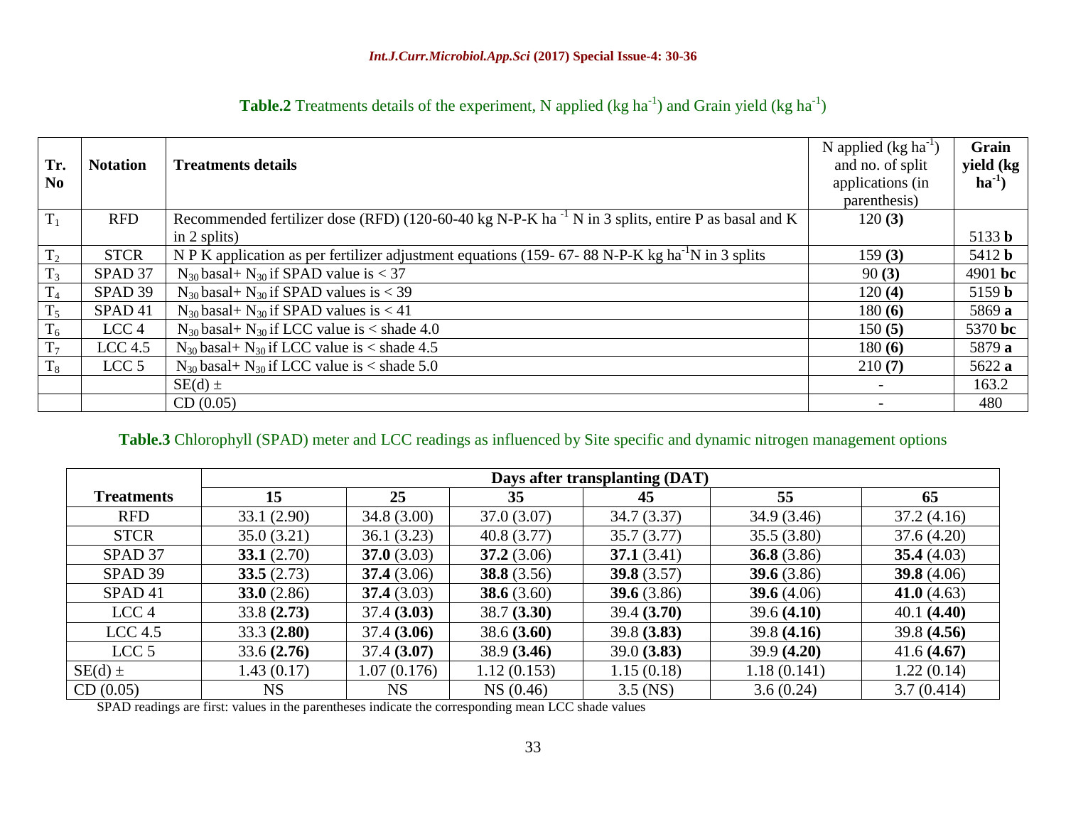**Table.2** Treatments details of the experiment, N applied (kg ha$^{-1}$) and Grain yield (kg ha$^{-1}$)

| Tr. No | Notation | Treatments details | N applied (kg ha$^{-1}$) and no. of split applications (in parenthesis) | Grain yield (kg ha$^{-1}$) |
|---|---|---|---|---|
| $T_1$ | RFD | Recommended fertilizer dose (RFD) (120-60-40 kg N-P-K ha $^{-1}$ N in 3 splits, entire P as basal and K in 2 splits) | 120 **(3)** | 5133 **b** |
| $T_2$ | STCR | N P K application as per fertilizer adjustment equations (159- 67- 88 N-P-K kg ha$^{-1}$N in 3 splits | 159 **(3)** | 5412 **b** |
| $T_3$ | SPAD 37 | $N_{30}$ basal+ $N_{30}$ if SPAD value is < 37 | 90 **(3)** | 4901 **bc** |
| $T_4$ | SPAD 39 | $N_{30}$ basal+ $N_{30}$ if SPAD values is < 39 | 120 **(4)** | 5159 **b** |
| $T_5$ | SPAD 41 | $N_{30}$ basal+ $N_{30}$ if SPAD values is < 41 | 180 **(6)** | 5869 **a** |
| $T_6$ | LCC 4 | $N_{30}$ basal+ $N_{30}$ if LCC value is < shade 4.0 | 150 **(5)** | 5370 **bc** |
| $T_7$ | LCC 4.5 | $N_{30}$ basal+ $N_{30}$ if LCC value is < shade 4.5 | 180 **(6)** | 5879 **a** |
| $T_8$ | LCC 5 | $N_{30}$ basal+ $N_{30}$ if LCC value is < shade 5.0 | 210 **(7)** | 5622 **a** |
| | | SE(d) ± | - | 163.2 |
| | | CD (0.05) | - | 480 |

**Table.3** Chlorophyll (SPAD) meter and LCC readings as influenced by Site specific and dynamic nitrogen management options

| Treatments | Days after transplanting (DAT) | | | | | |
|---|---|---|---|---|---|---|
| | 15 | 25 | 35 | 45 | 55 | 65 |
| RFD | 33.1 (2.90) | 34.8 (3.00) | 37.0 (3.07) | 34.7 (3.37) | 34.9 (3.46) | 37.2 (4.16) |
| STCR | 35.0 (3.21) | 36.1 (3.23) | 40.8 (3.77) | 35.7 (3.77) | 35.5 (3.80) | 37.6 (4.20) |
| SPAD 37 | **33.1** (2.70) | **37.0** (3.03) | **37.2** (3.06) | **37.1** (3.41) | **36.8** (3.86) | **35.4** (4.03) |
| SPAD 39 | **33.5** (2.73) | **37.4** (3.06) | **38.8** (3.56) | **39.8** (3.57) | **39.6** (3.86) | **39.8** (4.06) |
| SPAD 41 | **33.0** (2.86) | **37.4** (3.03) | **38.6** (3.60) | **39.6** (3.86) | **39.6** (4.06) | **41.0** (4.63) |
| LCC 4 | 33.8 **(2.73)** | 37.4 **(3.03)** | 38.7 **(3.30)** | 39.4 **(3.70)** | 39.6 **(4.10)** | 40.1 **(4.40)** |
| LCC 4.5 | 33.3 **(2.80)** | 37.4 **(3.06)** | 38.6 **(3.60)** | 39.8 **(3.83)** | 39.8 **(4.16)** | 39.8 **(4.56)** |
| LCC 5 | 33.6 **(2.76)** | 37.4 **(3.07)** | 38.9 **(3.46)** | 39.0 **(3.83)** | 39.9 **(4.20)** | 41.6 **(4.67)** |
| SE(d) ± | 1.43 (0.17) | 1.07 (0.176) | 1.12 (0.153) | 1.15 (0.18) | 1.18 (0.141) | 1.22 (0.14) |
| CD (0.05) | NS | NS | NS (0.46) | 3.5 (NS) | 3.6 (0.24) | 3.7 (0.414) |

SPAD readings are first: values in the parentheses indicate the corresponding mean LCC shade values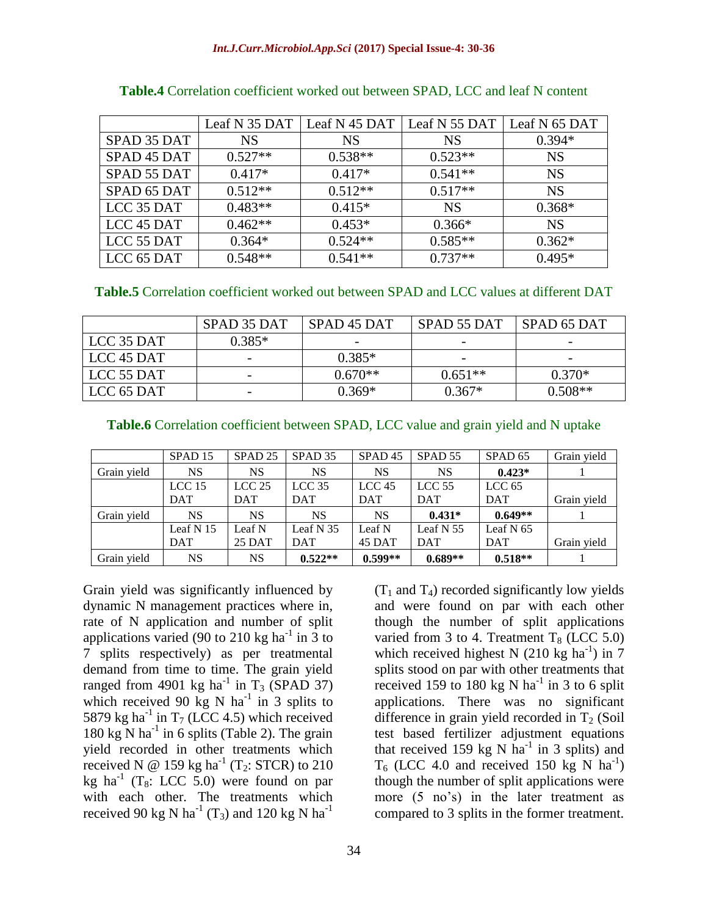**Table.4** Correlation coefficient worked out between SPAD, LCC and leaf N content

| | Leaf N 35 DAT | Leaf N 45 DAT | Leaf N 55 DAT | Leaf N 65 DAT |
|---|---|---|---|---|
| SPAD 35 DAT | NS | NS | NS | 0.394* |
| SPAD 45 DAT | 0.527** | 0.538** | 0.523** | NS |
| SPAD 55 DAT | 0.417* | 0.417* | 0.541** | NS |
| SPAD 65 DAT | 0.512** | 0.512** | 0.517** | NS |
| LCC 35 DAT | 0.483** | 0.415* | NS | 0.368* |
| LCC 45 DAT | 0.462** | 0.453* | 0.366* | NS |
| LCC 55 DAT | 0.364* | 0.524** | 0.585** | 0.362* |
| LCC 65 DAT | 0.548** | 0.541** | 0.737** | 0.495* |

**Table.5** Correlation coefficient worked out between SPAD and LCC values at different DAT

| | SPAD 35 DAT | SPAD 45 DAT | SPAD 55 DAT | SPAD 65 DAT |
|---|---|---|---|---|
| LCC 35 DAT | 0.385* | - | - | - |
| LCC 45 DAT | - | 0.385* | - | - |
| LCC 55 DAT | - | 0.670** | 0.651** | 0.370* |
| LCC 65 DAT | - | 0.369* | 0.367* | 0.508** |

**Table.6** Correlation coefficient between SPAD, LCC value and grain yield and N uptake

| | SPAD 15 | SPAD 25 | SPAD 35 | SPAD 45 | SPAD 55 | SPAD 65 | Grain yield |
|---|---|---|---|---|---|---|---|
| Grain yield | NS | NS | NS | NS | NS | **0.423*** | 1 |
| | LCC 15 DAT | LCC 25 DAT | LCC 35 DAT | LCC 45 DAT | LCC 55 DAT | LCC 65 DAT | Grain yield |
| Grain yield | NS | NS | NS | NS | **0.431*** | **0.649**** | 1 |
| | Leaf N 15 DAT | Leaf N 25 DAT | Leaf N 35 DAT | Leaf N 45 DAT | Leaf N 55 DAT | Leaf N 65 DAT | Grain yield |
| Grain yield | NS | NS | **0.522**** | **0.599**** | **0.689**** | **0.518**** | 1 |

Grain yield was significantly influenced by dynamic N management practices where in, rate of N application and number of split applications varied (90 to 210 kg ha$^{-1}$ in 3 to 7 splits respectively) as per treatmental demand from time to time. The grain yield ranged from 4901 kg ha$^{-1}$ in $T_3$ (SPAD 37) which received 90 kg N ha$^{-1}$ in 3 splits to 5879 kg ha$^{-1}$ in $T_7$ (LCC 4.5) which received 180 kg N ha$^{-1}$ in 6 splits (Table 2). The grain yield recorded in other treatments which received N @ 159 kg ha$^{-1}$ ($T_2$: STCR) to 210 kg ha$^{-1}$ ($T_8$: LCC 5.0) were found on par with each other. The treatments which received 90 kg N ha$^{-1}$ ($T_3$) and 120 kg N ha$^{-1}$ ($T_1$ and $T_4$) recorded significantly low yields and were found on par with each other though the number of split applications varied from 3 to 4. Treatment $T_8$ (LCC 5.0) which received highest N (210 kg ha$^{-1}$) in 7 splits stood on par with other treatments that received 159 to 180 kg N ha$^{-1}$ in 3 to 6 split applications. There was no significant difference in grain yield recorded in $T_2$ (Soil test based fertilizer adjustment equations that received 159 kg N ha$^{-1}$ in 3 splits) and $T_6$ (LCC 4.0 and received 150 kg N ha$^{-1}$) though the number of split applications were more (5 no's) in the later treatment as compared to 3 splits in the former treatment.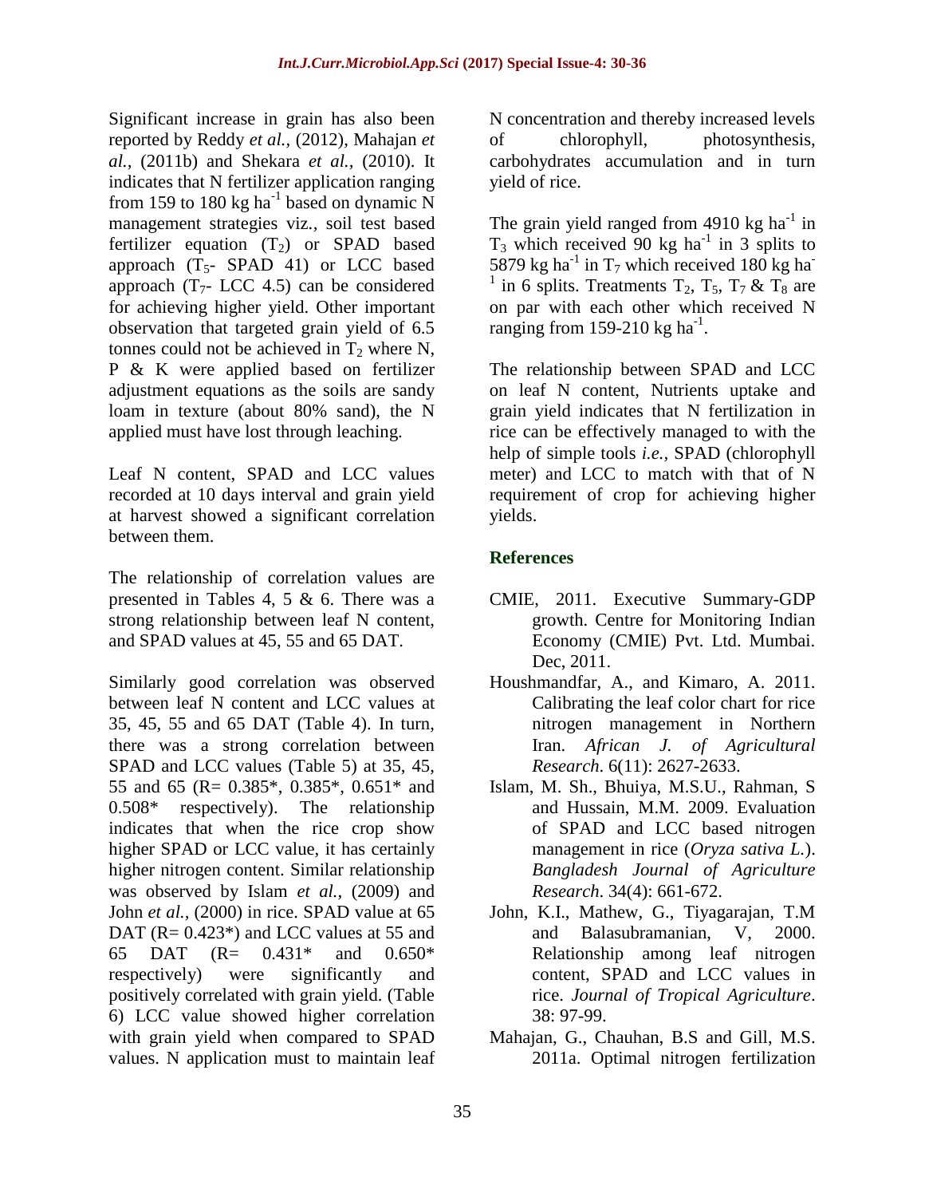Significant increase in grain has also been reported by Reddy *et al.,* (2012), Mahajan *et al.,* (2011b) and Shekara *et al.,* (2010). It indicates that N fertilizer application ranging from 159 to 180 kg $ha^{-1}$ based on dynamic N management strategies viz., soil test based fertilizer equation ($T_2$) or SPAD based approach ($T_5$- SPAD 41) or LCC based approach ($T_7$- LCC 4.5) can be considered for achieving higher yield. Other important observation that targeted grain yield of 6.5 tonnes could not be achieved in $T_2$ where N, P & K were applied based on fertilizer adjustment equations as the soils are sandy loam in texture (about 80% sand), the N applied must have lost through leaching.

Leaf N content, SPAD and LCC values recorded at 10 days interval and grain yield at harvest showed a significant correlation between them.

The relationship of correlation values are presented in Tables 4, 5 & 6. There was a strong relationship between leaf N content, and SPAD values at 45, 55 and 65 DAT.

Similarly good correlation was observed between leaf N content and LCC values at 35, 45, 55 and 65 DAT (Table 4). In turn, there was a strong correlation between SPAD and LCC values (Table 5) at 35, 45, 55 and 65 (R= 0.385*, 0.385*, 0.651* and 0.508* respectively). The relationship indicates that when the rice crop show higher SPAD or LCC value, it has certainly higher nitrogen content. Similar relationship was observed by Islam *et al.,* (2009) and John *et al.,* (2000) in rice. SPAD value at 65 DAT (R= 0.423*) and LCC values at 55 and 65 DAT (R= 0.431* and 0.650* respectively) were significantly and positively correlated with grain yield. (Table 6) LCC value showed higher correlation with grain yield when compared to SPAD values. N application must to maintain leaf N concentration and thereby increased levels of chlorophyll, photosynthesis, carbohydrates accumulation and in turn yield of rice.

The grain yield ranged from 4910 kg $ha^{-1}$ in $T_3$ which received 90 kg $ha^{-1}$ in 3 splits to 5879 kg $ha^{-1}$ in $T_7$ which received 180 kg $ha^{-1}$ in 6 splits. Treatments $T_2$, $T_5$, $T_7$ & $T_8$ are on par with each other which received N ranging from 159-210 kg $ha^{-1}$.

The relationship between SPAD and LCC on leaf N content, Nutrients uptake and grain yield indicates that N fertilization in rice can be effectively managed to with the help of simple tools *i.e.,* SPAD (chlorophyll meter) and LCC to match with that of N requirement of crop for achieving higher yields.

## References

- CMIE, 2011. Executive Summary-GDP growth. Centre for Monitoring Indian Economy (CMIE) Pvt. Ltd. Mumbai. Dec, 2011.
- Houshmandfar, A., and Kimaro, A. 2011. Calibrating the leaf color chart for rice nitrogen management in Northern Iran. *African J. of Agricultural Research*. 6(11): 2627-2633.
- Islam, M. Sh., Bhuiya, M.S.U., Rahman, S and Hussain, M.M. 2009. Evaluation of SPAD and LCC based nitrogen management in rice (*Oryza sativa L.*). *Bangladesh Journal of Agriculture Research*. 34(4): 661-672.
- John, K.I., Mathew, G., Tiyagarajan, T.M and Balasubramanian, V, 2000. Relationship among leaf nitrogen content, SPAD and LCC values in rice. *Journal of Tropical Agriculture*. 38: 97-99.
- Mahajan, G., Chauhan, B.S and Gill, M.S. 2011a. Optimal nitrogen fertilization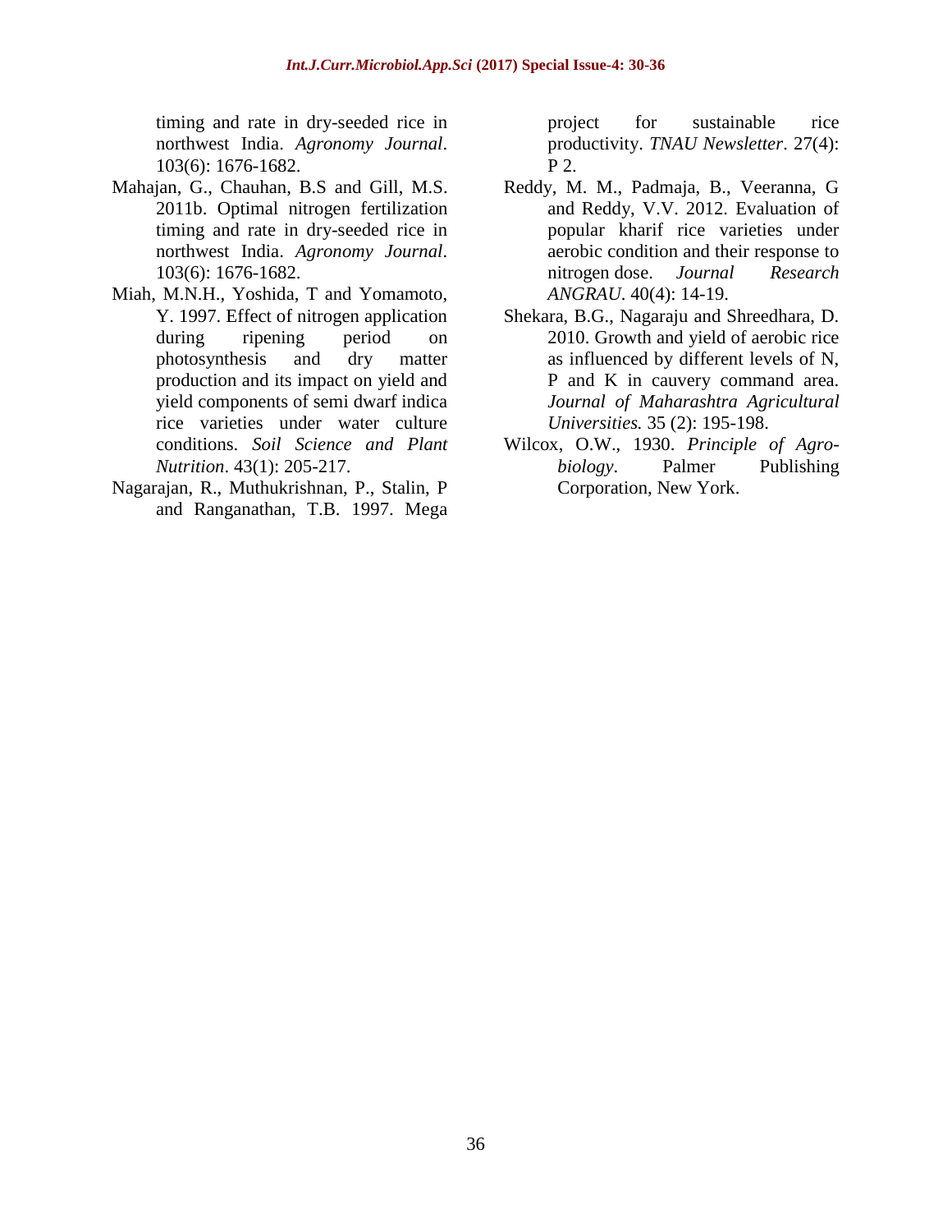timing and rate in dry-seeded rice in northwest India. *Agronomy Journal*. 103(6): 1676-1682.

Mahajan, G., Chauhan, B.S and Gill, M.S. 2011b. Optimal nitrogen fertilization timing and rate in dry-seeded rice in northwest India. *Agronomy Journal*. 103(6): 1676-1682.

Miah, M.N.H., Yoshida, T and Yomamoto, Y. 1997. Effect of nitrogen application during ripening period on photosynthesis and dry matter production and its impact on yield and yield components of semi dwarf indica rice varieties under water culture conditions. *Soil Science and Plant Nutrition*. 43(1): 205-217.

Nagarajan, R., Muthukrishnan, P., Stalin, P and Ranganathan, T.B. 1997. Mega project for sustainable rice productivity. *TNAU Newsletter*. 27(4): P 2.

Reddy, M. M., Padmaja, B., Veeranna, G and Reddy, V.V. 2012. Evaluation of popular kharif rice varieties under aerobic condition and their response to nitrogen dose. *Journal Research ANGRAU*. 40(4): 14-19.

Shekara, B.G., Nagaraju and Shreedhara, D. 2010. Growth and yield of aerobic rice as influenced by different levels of N, P and K in cauvery command area. *Journal of Maharashtra Agricultural Universities.* 35 (2): 195-198.

Wilcox, O.W., 1930. *Principle of Agro-biology*. Palmer Publishing Corporation, New York.